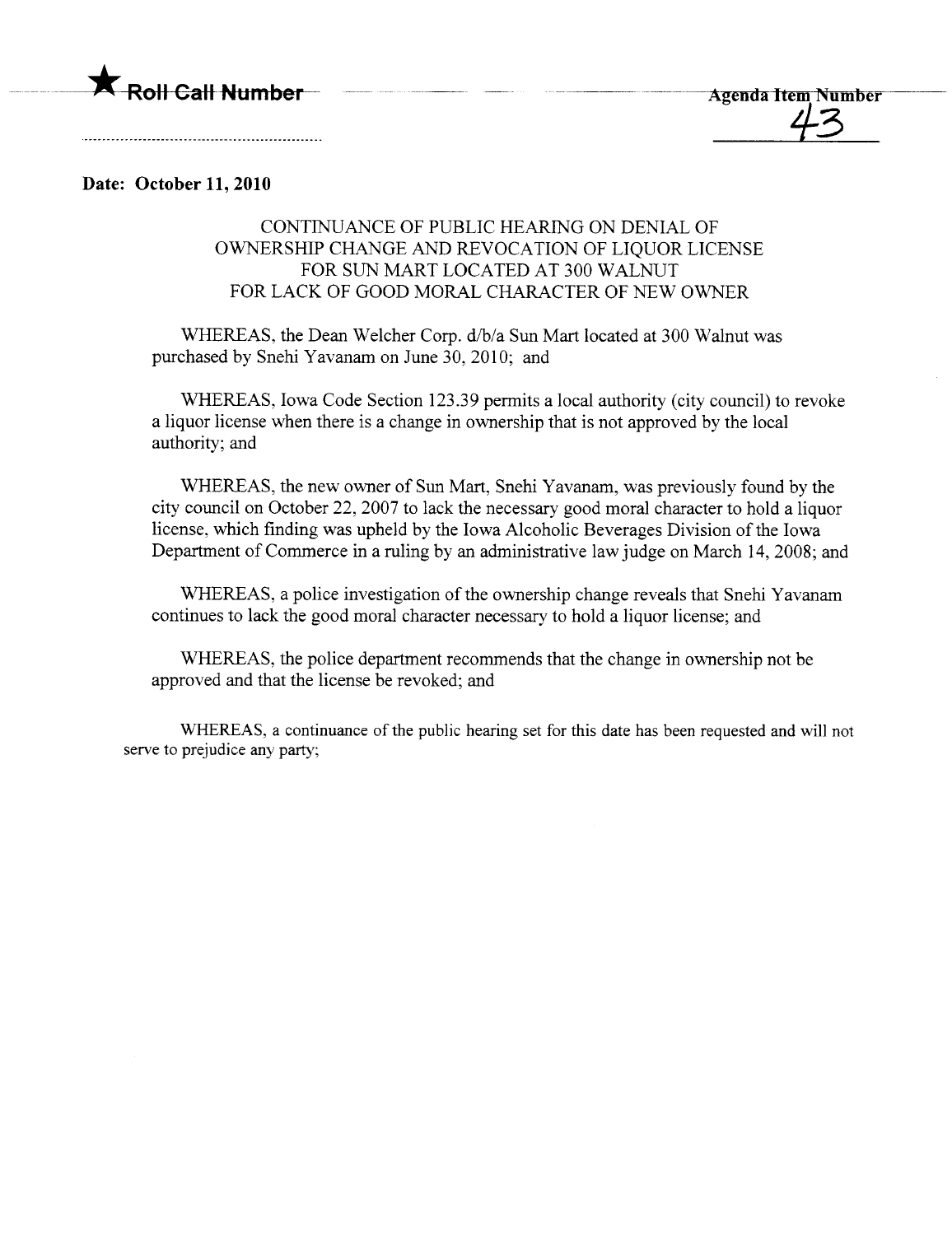★ Roll Call Number

Agenda Item Number
43

**Date: October 11, 2010**

CONTINUANCE OF PUBLIC HEARING ON DENIAL OF
OWNERSHIP CHANGE AND REVOCATION OF LIQUOR LICENSE
FOR SUN MART LOCATED AT 300 WALNUT
FOR LACK OF GOOD MORAL CHARACTER OF NEW OWNER

WHEREAS, the Dean Welcher Corp. d/b/a Sun Mart located at 300 Walnut was purchased by Snehi Yavanam on June 30, 2010; and

WHEREAS, Iowa Code Section 123.39 permits a local authority (city council) to revoke a liquor license when there is a change in ownership that is not approved by the local authority; and

WHEREAS, the new owner of Sun Mart, Snehi Yavanam, was previously found by the city council on October 22, 2007 to lack the necessary good moral character to hold a liquor license, which finding was upheld by the Iowa Alcoholic Beverages Division of the Iowa Department of Commerce in a ruling by an administrative law judge on March 14, 2008; and

WHEREAS, a police investigation of the ownership change reveals that Snehi Yavanam continues to lack the good moral character necessary to hold a liquor license; and

WHEREAS, the police department recommends that the change in ownership not be approved and that the license be revoked; and

WHEREAS, a continuance of the public hearing set for this date has been requested and will not serve to prejudice any party;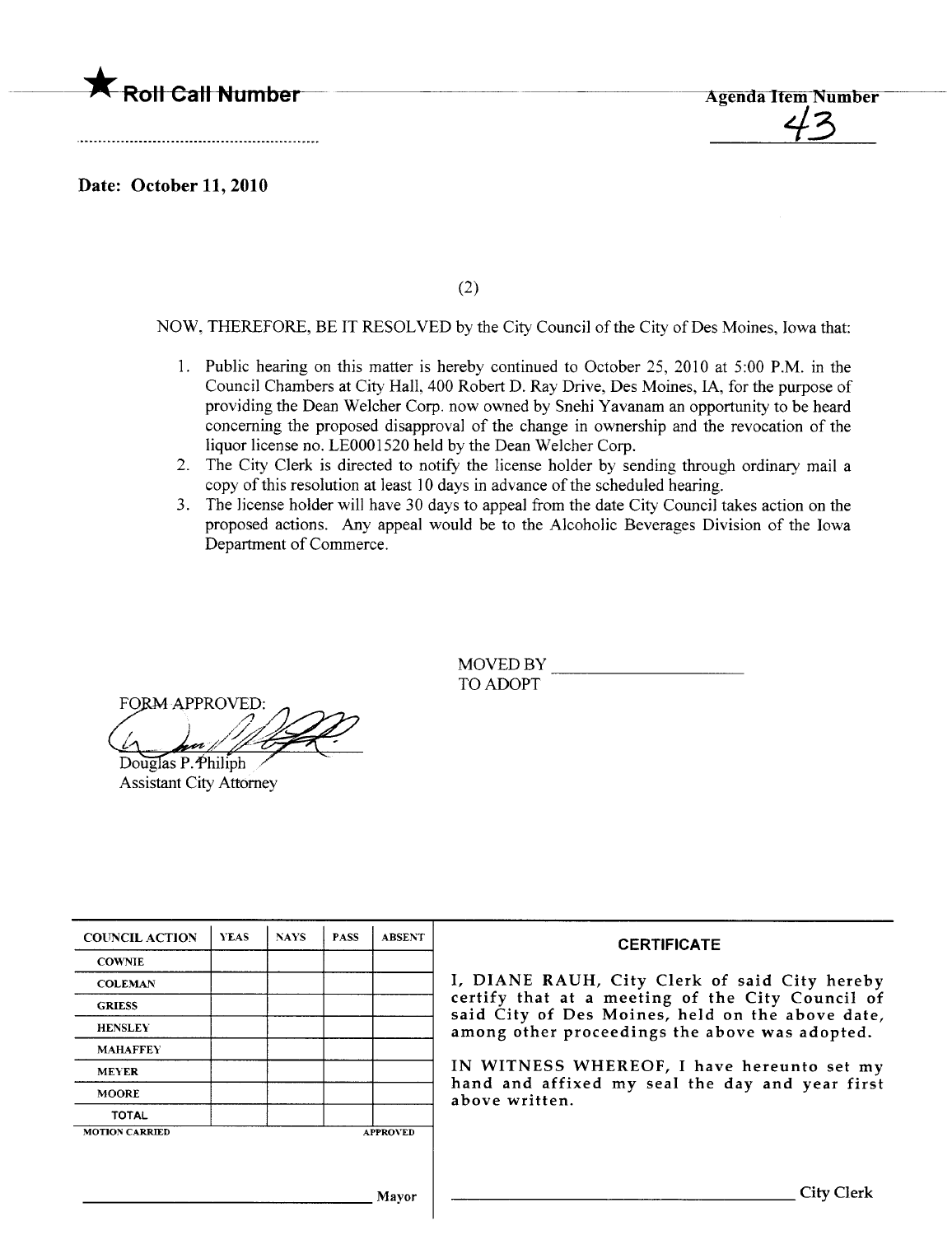★ Roll Call Number

Agenda Item Number
43

Date: October 11, 2010

(2)

NOW, THEREFORE, BE IT RESOLVED by the City Council of the City of Des Moines, Iowa that:

1. Public hearing on this matter is hereby continued to October 25, 2010 at 5:00 P.M. in the Council Chambers at City Hall, 400 Robert D. Ray Drive, Des Moines, IA, for the purpose of providing the Dean Welcher Corp. now owned by Snehi Yavanam an opportunity to be heard concerning the proposed disapproval of the change in ownership and the revocation of the liquor license no. LE0001520 held by the Dean Welcher Corp.
2. The City Clerk is directed to notify the license holder by sending through ordinary mail a copy of this resolution at least 10 days in advance of the scheduled hearing.
3. The license holder will have 30 days to appeal from the date City Council takes action on the proposed actions. Any appeal would be to the Alcoholic Beverages Division of the Iowa Department of Commerce.

MOVED BY ____________________ TO ADOPT

FORM APPROVED:

Douglas P. Philiph
Assistant City Attorney

| COUNCIL ACTION | YEAS | NAYS | PASS | ABSENT |
|---|---|---|---|---|
| COWNIE | | | | |
| COLEMAN | | | | |
| GRIESS | | | | |
| HENSLEY | | | | |
| MAHAFFEY | | | | |
| MEYER | | | | |
| MOORE | | | | |
| TOTAL | | | | |

MOTION CARRIED APPROVED

____________________ Mayor

**CERTIFICATE**

I, DIANE RAUH, City Clerk of said City hereby certify that at a meeting of the City Council of said City of Des Moines, held on the above date, among other proceedings the above was adopted.

IN WITNESS WHEREOF, I have hereunto set my hand and affixed my seal the day and year first above written.

____________________ City Clerk